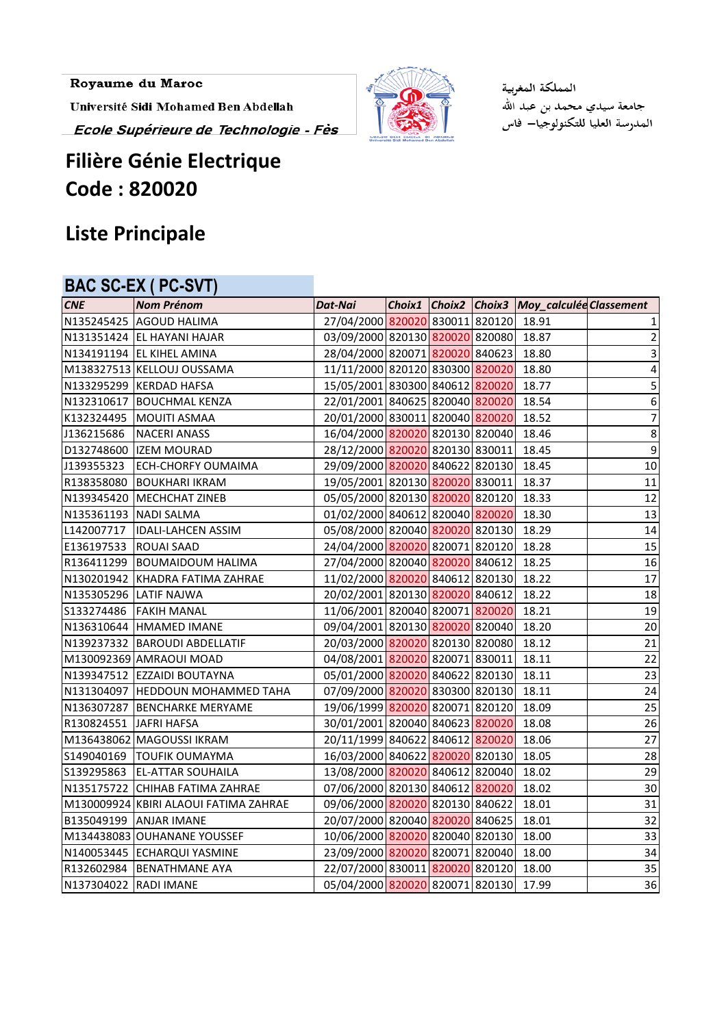Royaume du Maroc

Université Sidi Mohamed Ben Abdellah

*Ecole Supérieure de Technologie - Fès*

المملكة المغربية

جامعة سيدي محمد بن عبد الله

المدرسة العليا للتكنولوجيا– فاس

# Filière Génie Electrique
# Code : 820020

# Liste Principale

## BAC SC-EX ( PC-SVT)

| CNE | Nom Prénom | Dat-Nai | Choix1 | Choix2 | Choix3 | Moy_calculée | Classement |
|---|---|---|---|---|---|---|---|
| N135245425 | AGOUD HALIMA | 27/04/2000 | 820020 | 830011 | 820120 | 18.91 | 1 |
| N131351424 | EL HAYANI HAJAR | 03/09/2000 | 820130 | 820020 | 820080 | 18.87 | 2 |
| N134191194 | EL KIHEL AMINA | 28/04/2000 | 820071 | 820020 | 840623 | 18.80 | 3 |
| M138327513 | KELLOUJ OUSSAMA | 11/11/2000 | 820120 | 830300 | 820020 | 18.80 | 4 |
| N133295299 | KERDAD HAFSA | 15/05/2001 | 830300 | 840612 | 820020 | 18.77 | 5 |
| N132310617 | BOUCHMAL KENZA | 22/01/2001 | 840625 | 820040 | 820020 | 18.54 | 6 |
| K132324495 | MOUITI ASMAA | 20/01/2000 | 830011 | 820040 | 820020 | 18.52 | 7 |
| J136215686 | NACERI ANASS | 16/04/2000 | 820020 | 820130 | 820040 | 18.46 | 8 |
| D132748600 | IZEM MOURAD | 28/12/2000 | 820020 | 820130 | 830011 | 18.45 | 9 |
| J139355323 | ECH-CHORFY OUMAIMA | 29/09/2000 | 820020 | 840622 | 820130 | 18.45 | 10 |
| R138358080 | BOUKHARI IKRAM | 19/05/2001 | 820130 | 820020 | 830011 | 18.37 | 11 |
| N139345420 | MECHCHAT ZINEB | 05/05/2000 | 820130 | 820020 | 820120 | 18.33 | 12 |
| N135361193 | NADI SALMA | 01/02/2000 | 840612 | 820040 | 820020 | 18.30 | 13 |
| L142007717 | IDALI-LAHCEN ASSIM | 05/08/2000 | 820040 | 820020 | 820130 | 18.29 | 14 |
| E136197533 | ROUAI SAAD | 24/04/2000 | 820020 | 820071 | 820120 | 18.28 | 15 |
| R136411299 | BOUMAIDOUM HALIMA | 27/04/2000 | 820040 | 820020 | 840612 | 18.25 | 16 |
| N130201942 | KHADRA FATIMA ZAHRAE | 11/02/2000 | 820020 | 840612 | 820130 | 18.22 | 17 |
| N135305296 | LATIF NAJWA | 20/02/2001 | 820130 | 820020 | 840612 | 18.22 | 18 |
| S133274486 | FAKIH MANAL | 11/06/2001 | 820040 | 820071 | 820020 | 18.21 | 19 |
| N136310644 | HMAMED IMANE | 09/04/2001 | 820130 | 820020 | 820040 | 18.20 | 20 |
| N139237332 | BAROUDI ABDELLATIF | 20/03/2000 | 820020 | 820130 | 820080 | 18.12 | 21 |
| M130092369 | AMRAOUI MOAD | 04/08/2001 | 820020 | 820071 | 830011 | 18.11 | 22 |
| N139347512 | EZZAIDI BOUTAYNA | 05/01/2000 | 820020 | 840622 | 820130 | 18.11 | 23 |
| N131304097 | HEDDOUN MOHAMMED TAHA | 07/09/2000 | 820020 | 830300 | 820130 | 18.11 | 24 |
| N136307287 | BENCHARKE MERYAME | 19/06/1999 | 820020 | 820071 | 820120 | 18.09 | 25 |
| R130824551 | JAFRI HAFSA | 30/01/2001 | 820040 | 840623 | 820020 | 18.08 | 26 |
| M136438062 | MAGOUSSI IKRAM | 20/11/1999 | 840622 | 840612 | 820020 | 18.06 | 27 |
| S149040169 | TOUFIK OUMAYMA | 16/03/2000 | 840622 | 820020 | 820130 | 18.05 | 28 |
| S139295863 | EL-ATTAR SOUHAILA | 13/08/2000 | 820020 | 840612 | 820040 | 18.02 | 29 |
| N135175722 | CHIHAB FATIMA ZAHRAE | 07/06/2000 | 820130 | 840612 | 820020 | 18.02 | 30 |
| M130009924 | KBIRI ALAOUI FATIMA ZAHRAE | 09/06/2000 | 820020 | 820130 | 840622 | 18.01 | 31 |
| B135049199 | ANJAR IMANE | 20/07/2000 | 820040 | 820020 | 840625 | 18.01 | 32 |
| M134438083 | OUHANANE YOUSSEF | 10/06/2000 | 820020 | 820040 | 820130 | 18.00 | 33 |
| N140053445 | ECHARQUI YASMINE | 23/09/2000 | 820020 | 820071 | 820040 | 18.00 | 34 |
| R132602984 | BENATHMANE AYA | 22/07/2000 | 830011 | 820020 | 820120 | 18.00 | 35 |
| N137304022 | RADI IMANE | 05/04/2000 | 820020 | 820071 | 820130 | 17.99 | 36 |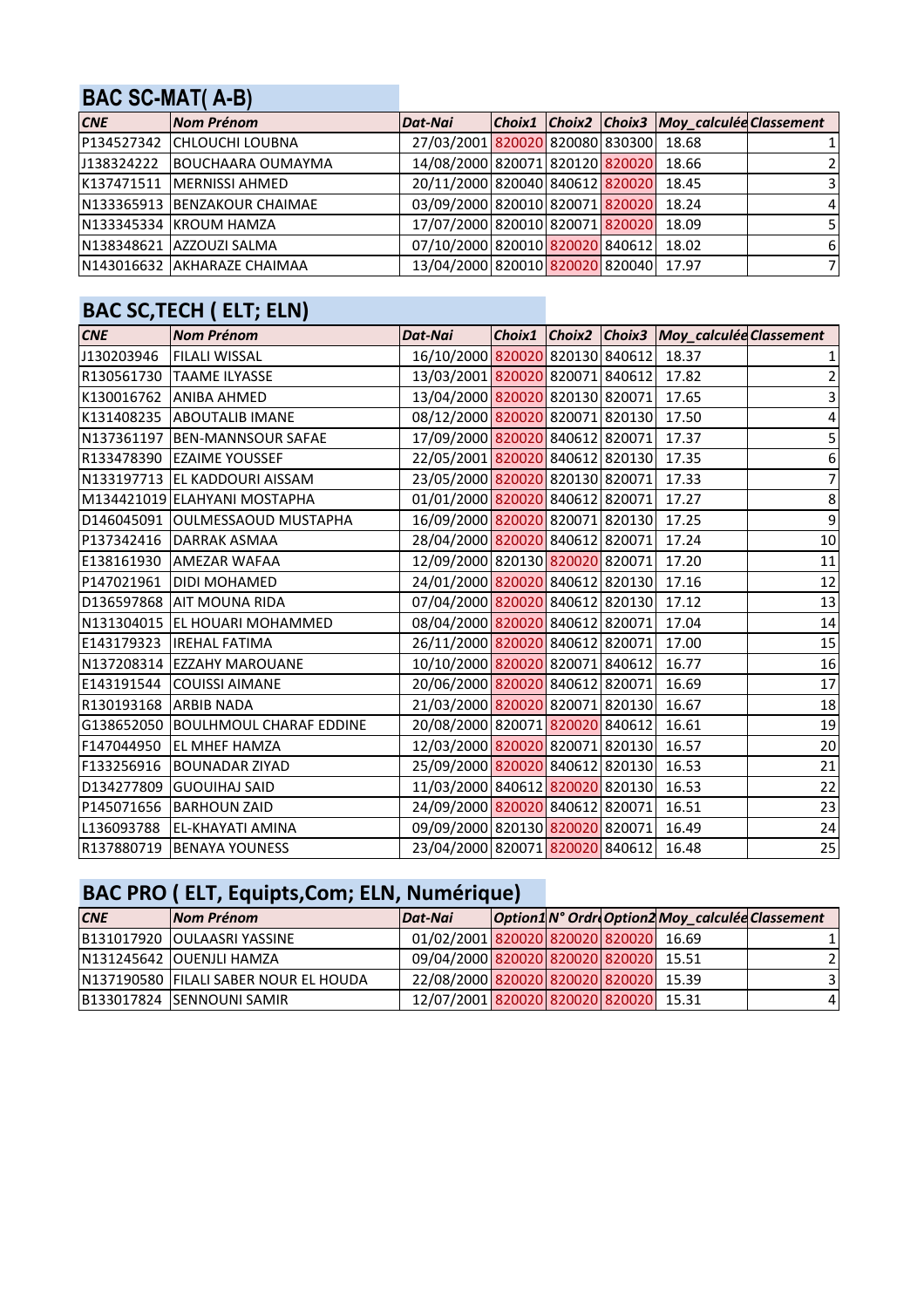## BAC SC-MAT( A-B)

| CNE | Nom Prénom | Dat-Nai | Choix1 | Choix2 | Choix3 | Moy_calculée | Classement |
|---|---|---|---|---|---|---|---|
| P134527342 | CHLOUCHI LOUBNA | 27/03/2001 | 820020 | 820080 | 830300 | 18.68 | 1 |
| J138324222 | BOUCHAARA OUMAYMA | 14/08/2000 | 820071 | 820120 | 820020 | 18.66 | 2 |
| K137471511 | MERNISSI AHMED | 20/11/2000 | 820040 | 840612 | 820020 | 18.45 | 3 |
| N133365913 | BENZAKOUR CHAIMAE | 03/09/2000 | 820010 | 820071 | 820020 | 18.24 | 4 |
| N133345334 | KROUM HAMZA | 17/07/2000 | 820010 | 820071 | 820020 | 18.09 | 5 |
| N138348621 | AZZOUZI SALMA | 07/10/2000 | 820010 | 820020 | 840612 | 18.02 | 6 |
| N143016632 | AKHARAZE CHAIMAA | 13/04/2000 | 820010 | 820020 | 820040 | 17.97 | 7 |

## BAC SC,TECH ( ELT; ELN)

| CNE | Nom Prénom | Dat-Nai | Choix1 | Choix2 | Choix3 | Moy_calculée | Classement |
|---|---|---|---|---|---|---|---|
| J130203946 | FILALI WISSAL | 16/10/2000 | 820020 | 820130 | 840612 | 18.37 | 1 |
| R130561730 | TAAME ILYASSE | 13/03/2001 | 820020 | 820071 | 840612 | 17.82 | 2 |
| K130016762 | ANIBA AHMED | 13/04/2000 | 820020 | 820130 | 820071 | 17.65 | 3 |
| K131408235 | ABOUTALIB IMANE | 08/12/2000 | 820020 | 820071 | 820130 | 17.50 | 4 |
| N137361197 | BEN-MANNSOUR SAFAE | 17/09/2000 | 820020 | 840612 | 820071 | 17.37 | 5 |
| R133478390 | EZAIME YOUSSEF | 22/05/2001 | 820020 | 840612 | 820130 | 17.35 | 6 |
| N133197713 | EL KADDOURI AISSAM | 23/05/2000 | 820020 | 820130 | 820071 | 17.33 | 7 |
| M134421019 | ELAHYANI MOSTAPHA | 01/01/2000 | 820020 | 840612 | 820071 | 17.27 | 8 |
| D146045091 | OULMESSAOUD MUSTAPHA | 16/09/2000 | 820020 | 820071 | 820130 | 17.25 | 9 |
| P137342416 | DARRAK ASMAA | 28/04/2000 | 820020 | 840612 | 820071 | 17.24 | 10 |
| E138161930 | AMEZAR WAFAA | 12/09/2000 | 820130 | 820020 | 820071 | 17.20 | 11 |
| P147021961 | DIDI MOHAMED | 24/01/2000 | 820020 | 840612 | 820130 | 17.16 | 12 |
| D136597868 | AIT MOUNA RIDA | 07/04/2000 | 820020 | 840612 | 820130 | 17.12 | 13 |
| N131304015 | EL HOUARI MOHAMMED | 08/04/2000 | 820020 | 840612 | 820071 | 17.04 | 14 |
| E143179323 | IREHAL FATIMA | 26/11/2000 | 820020 | 840612 | 820071 | 17.00 | 15 |
| N137208314 | EZZAHY MAROUANE | 10/10/2000 | 820020 | 820071 | 840612 | 16.77 | 16 |
| E143191544 | COUISSI AIMANE | 20/06/2000 | 820020 | 840612 | 820071 | 16.69 | 17 |
| R130193168 | ARBIB NADA | 21/03/2000 | 820020 | 820071 | 820130 | 16.67 | 18 |
| G138652050 | BOULHMOUL CHARAF EDDINE | 20/08/2000 | 820071 | 820020 | 840612 | 16.61 | 19 |
| F147044950 | EL MHEF HAMZA | 12/03/2000 | 820020 | 820071 | 820130 | 16.57 | 20 |
| F133256916 | BOUNADAR ZIYAD | 25/09/2000 | 820020 | 840612 | 820130 | 16.53 | 21 |
| D134277809 | GUOUIHAJ SAID | 11/03/2000 | 840612 | 820020 | 820130 | 16.53 | 22 |
| P145071656 | BARHOUN ZAID | 24/09/2000 | 820020 | 840612 | 820071 | 16.51 | 23 |
| L136093788 | EL-KHAYATI AMINA | 09/09/2000 | 820130 | 820020 | 820071 | 16.49 | 24 |
| R137880719 | BENAYA YOUNESS | 23/04/2000 | 820071 | 820020 | 840612 | 16.48 | 25 |

## BAC PRO ( ELT, Equipts,Com; ELN, Numérique)

| CNE | Nom Prénom | Dat-Nai | Option1 | N° Ordr | Option2 | Moy_calculée | Classement |
|---|---|---|---|---|---|---|---|
| B131017920 | OULAASRI YASSINE | 01/02/2001 | 820020 | 820020 | 820020 | 16.69 | 1 |
| N131245642 | OUENJLI HAMZA | 09/04/2000 | 820020 | 820020 | 820020 | 15.51 | 2 |
| N137190580 | FILALI SABER NOUR EL HOUDA | 22/08/2000 | 820020 | 820020 | 820020 | 15.39 | 3 |
| B133017824 | SENNOUNI SAMIR | 12/07/2001 | 820020 | 820020 | 820020 | 15.31 | 4 |